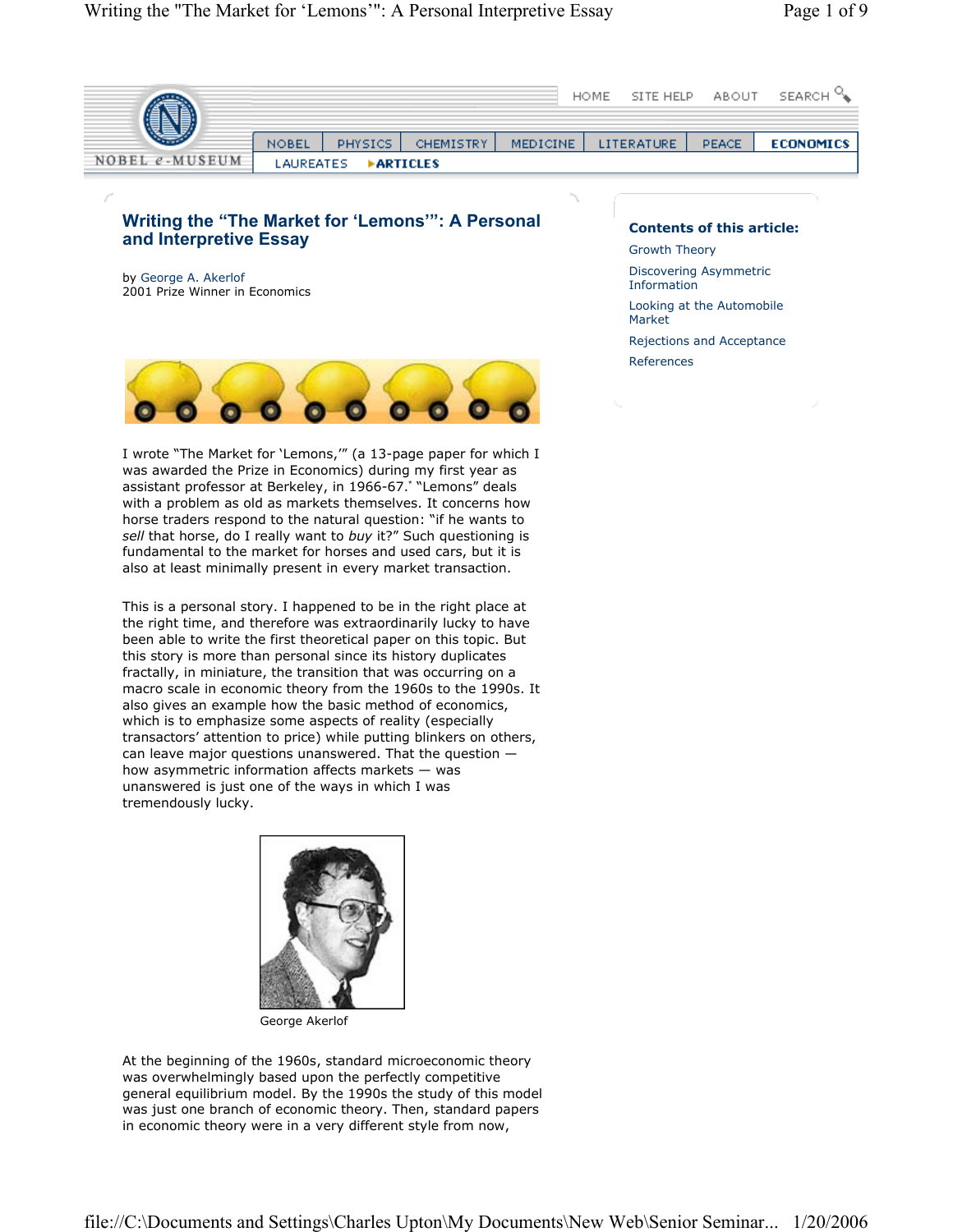# Writing the "The Market for 'Lemons'": A Personal and Interpretive Essay

by George A. Akerlof
2001 Prize Winner in Economics

**Contents of this article:**

- Growth Theory
- Discovering Asymmetric Information
- Looking at the Automobile Market
- Rejections and Acceptance
- References

I wrote "The Market for 'Lemons,'" (a 13-page paper for which I was awarded the Prize in Economics) during my first year as assistant professor at Berkeley, in 1966-67.* "Lemons" deals with a problem as old as markets themselves. It concerns how horse traders respond to the natural question: "if he wants to *sell* that horse, do I really want to *buy* it?" Such questioning is fundamental to the market for horses and used cars, but it is also at least minimally present in every market transaction.

This is a personal story. I happened to be in the right place at the right time, and therefore was extraordinarily lucky to have been able to write the first theoretical paper on this topic. But this story is more than personal since its history duplicates fractally, in miniature, the transition that was occurring on a macro scale in economic theory from the 1960s to the 1990s. It also gives an example how the basic method of economics, which is to emphasize some aspects of reality (especially transactors' attention to price) while putting blinkers on others, can leave major questions unanswered. That the question — how asymmetric information affects markets — was unanswered is just one of the ways in which I was tremendously lucky.

George Akerlof

At the beginning of the 1960s, standard microeconomic theory was overwhelmingly based upon the perfectly competitive general equilibrium model. By the 1990s the study of this model was just one branch of economic theory. Then, standard papers in economic theory were in a very different style from now,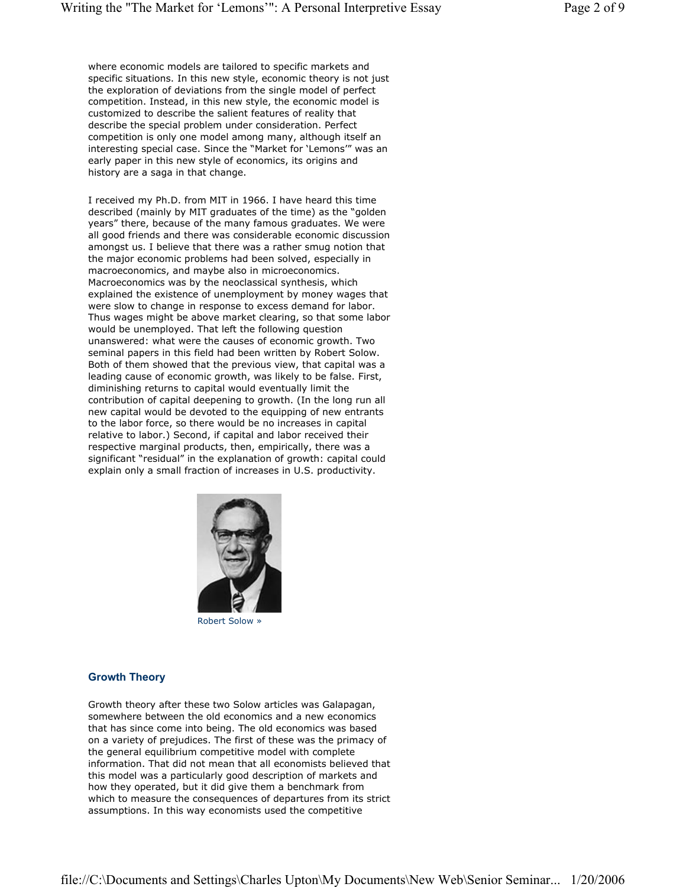where economic models are tailored to specific markets and specific situations. In this new style, economic theory is not just the exploration of deviations from the single model of perfect competition. Instead, in this new style, the economic model is customized to describe the salient features of reality that describe the special problem under consideration. Perfect competition is only one model among many, although itself an interesting special case. Since the "Market for 'Lemons'" was an early paper in this new style of economics, its origins and history are a saga in that change.

I received my Ph.D. from MIT in 1966. I have heard this time described (mainly by MIT graduates of the time) as the "golden years" there, because of the many famous graduates. We were all good friends and there was considerable economic discussion amongst us. I believe that there was a rather smug notion that the major economic problems had been solved, especially in macroeconomics, and maybe also in microeconomics. Macroeconomics was by the neoclassical synthesis, which explained the existence of unemployment by money wages that were slow to change in response to excess demand for labor. Thus wages might be above market clearing, so that some labor would be unemployed. That left the following question unanswered: what were the causes of economic growth. Two seminal papers in this field had been written by Robert Solow. Both of them showed that the previous view, that capital was a leading cause of economic growth, was likely to be false. First, diminishing returns to capital would eventually limit the contribution of capital deepening to growth. (In the long run all new capital would be devoted to the equipping of new entrants to the labor force, so there would be no increases in capital relative to labor.) Second, if capital and labor received their respective marginal products, then, empirically, there was a significant "residual" in the explanation of growth: capital could explain only a small fraction of increases in U.S. productivity.

Robert Solow »

## Growth Theory

Growth theory after these two Solow articles was Galapagan, somewhere between the old economics and a new economics that has since come into being. The old economics was based on a variety of prejudices. The first of these was the primacy of the general equilibrium competitive model with complete information. That did not mean that all economists believed that this model was a particularly good description of markets and how they operated, but it did give them a benchmark from which to measure the consequences of departures from its strict assumptions. In this way economists used the competitive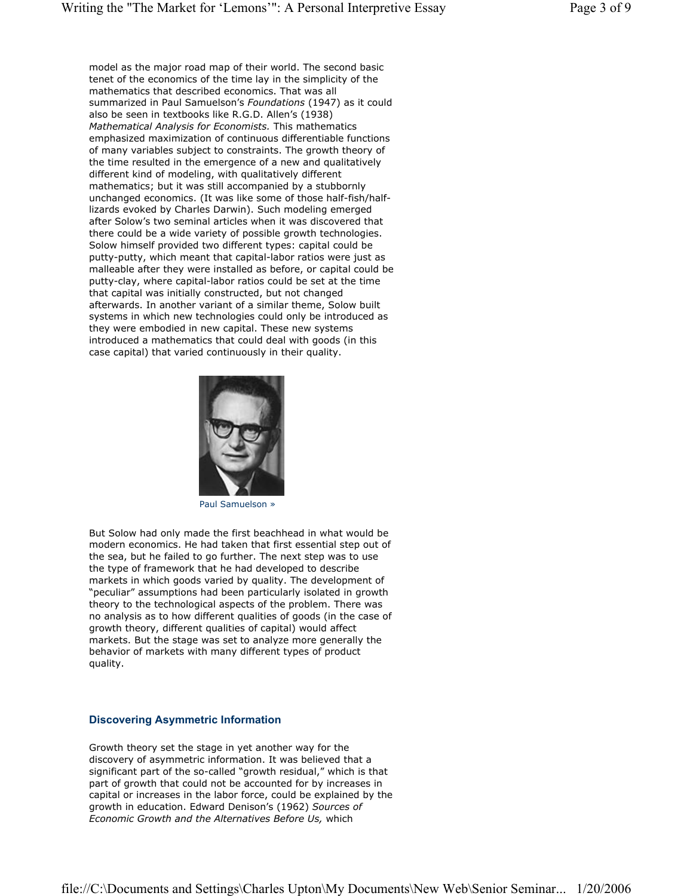model as the major road map of their world. The second basic tenet of the economics of the time lay in the simplicity of the mathematics that described economics. That was all summarized in Paul Samuelson's *Foundations* (1947) as it could also be seen in textbooks like R.G.D. Allen's (1938) *Mathematical Analysis for Economists.* This mathematics emphasized maximization of continuous differentiable functions of many variables subject to constraints. The growth theory of the time resulted in the emergence of a new and qualitatively different kind of modeling, with qualitatively different mathematics; but it was still accompanied by a stubbornly unchanged economics. (It was like some of those half-fish/half-lizards evoked by Charles Darwin). Such modeling emerged after Solow's two seminal articles when it was discovered that there could be a wide variety of possible growth technologies. Solow himself provided two different types: capital could be putty-putty, which meant that capital-labor ratios were just as malleable after they were installed as before, or capital could be putty-clay, where capital-labor ratios could be set at the time that capital was initially constructed, but not changed afterwards. In another variant of a similar theme, Solow built systems in which new technologies could only be introduced as they were embodied in new capital. These new systems introduced a mathematics that could deal with goods (in this case capital) that varied continuously in their quality.

Paul Samuelson »

But Solow had only made the first beachhead in what would be modern economics. He had taken that first essential step out of the sea, but he failed to go further. The next step was to use the type of framework that he had developed to describe markets in which goods varied by quality. The development of "peculiar" assumptions had been particularly isolated in growth theory to the technological aspects of the problem. There was no analysis as to how different qualities of goods (in the case of growth theory, different qualities of capital) would affect markets. But the stage was set to analyze more generally the behavior of markets with many different types of product quality.

## Discovering Asymmetric Information

Growth theory set the stage in yet another way for the discovery of asymmetric information. It was believed that a significant part of the so-called "growth residual," which is that part of growth that could not be accounted for by increases in capital or increases in the labor force, could be explained by the growth in education. Edward Denison's (1962) *Sources of Economic Growth and the Alternatives Before Us,* which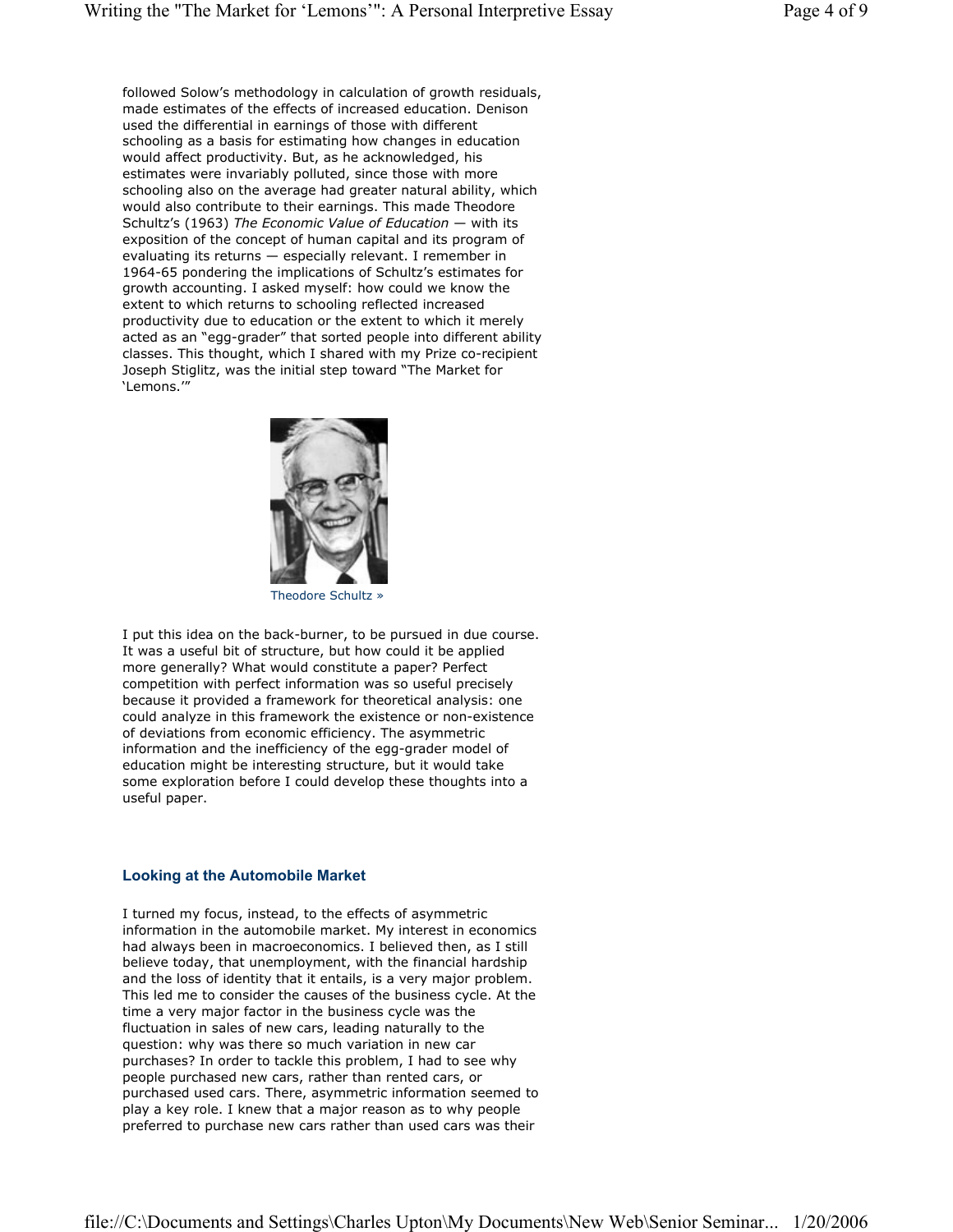followed Solow's methodology in calculation of growth residuals, made estimates of the effects of increased education. Denison used the differential in earnings of those with different schooling as a basis for estimating how changes in education would affect productivity. But, as he acknowledged, his estimates were invariably polluted, since those with more schooling also on the average had greater natural ability, which would also contribute to their earnings. This made Theodore Schultz's (1963) *The Economic Value of Education* — with its exposition of the concept of human capital and its program of evaluating its returns — especially relevant. I remember in 1964-65 pondering the implications of Schultz's estimates for growth accounting. I asked myself: how could we know the extent to which returns to schooling reflected increased productivity due to education or the extent to which it merely acted as an "egg-grader" that sorted people into different ability classes. This thought, which I shared with my Prize co-recipient Joseph Stiglitz, was the initial step toward "The Market for 'Lemons.'"

Theodore Schultz »

I put this idea on the back-burner, to be pursued in due course. It was a useful bit of structure, but how could it be applied more generally? What would constitute a paper? Perfect competition with perfect information was so useful precisely because it provided a framework for theoretical analysis: one could analyze in this framework the existence or non-existence of deviations from economic efficiency. The asymmetric information and the inefficiency of the egg-grader model of education might be interesting structure, but it would take some exploration before I could develop these thoughts into a useful paper.

### Looking at the Automobile Market

I turned my focus, instead, to the effects of asymmetric information in the automobile market. My interest in economics had always been in macroeconomics. I believed then, as I still believe today, that unemployment, with the financial hardship and the loss of identity that it entails, is a very major problem. This led me to consider the causes of the business cycle. At the time a very major factor in the business cycle was the fluctuation in sales of new cars, leading naturally to the question: why was there so much variation in new car purchases? In order to tackle this problem, I had to see why people purchased new cars, rather than rented cars, or purchased used cars. There, asymmetric information seemed to play a key role. I knew that a major reason as to why people preferred to purchase new cars rather than used cars was their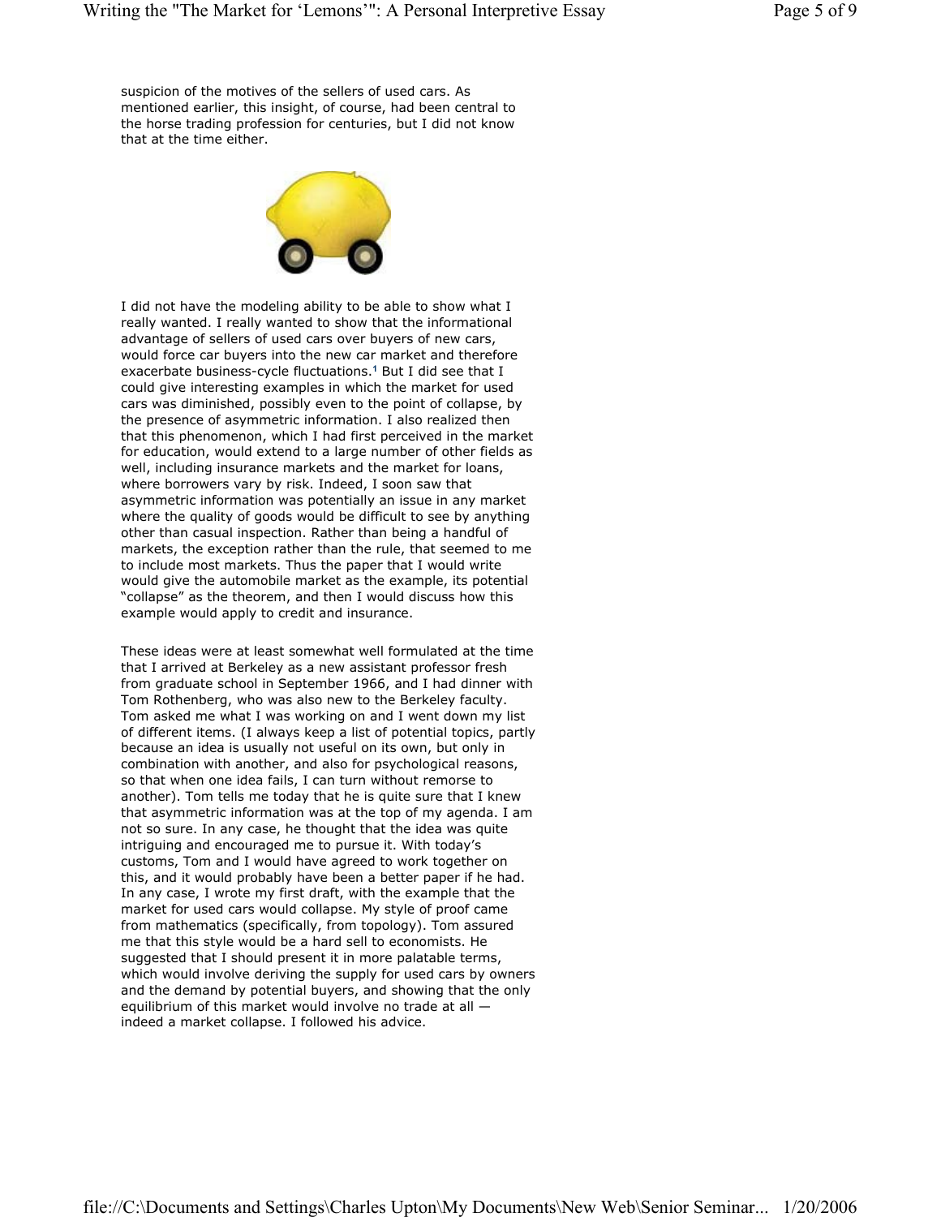suspicion of the motives of the sellers of used cars. As mentioned earlier, this insight, of course, had been central to the horse trading profession for centuries, but I did not know that at the time either.

I did not have the modeling ability to be able to show what I really wanted. I really wanted to show that the informational advantage of sellers of used cars over buyers of new cars, would force car buyers into the new car market and therefore exacerbate business-cycle fluctuations.[1] But I did see that I could give interesting examples in which the market for used cars was diminished, possibly even to the point of collapse, by the presence of asymmetric information. I also realized then that this phenomenon, which I had first perceived in the market for education, would extend to a large number of other fields as well, including insurance markets and the market for loans, where borrowers vary by risk. Indeed, I soon saw that asymmetric information was potentially an issue in any market where the quality of goods would be difficult to see by anything other than casual inspection. Rather than being a handful of markets, the exception rather than the rule, that seemed to me to include most markets. Thus the paper that I would write would give the automobile market as the example, its potential "collapse" as the theorem, and then I would discuss how this example would apply to credit and insurance.

These ideas were at least somewhat well formulated at the time that I arrived at Berkeley as a new assistant professor fresh from graduate school in September 1966, and I had dinner with Tom Rothenberg, who was also new to the Berkeley faculty. Tom asked me what I was working on and I went down my list of different items. (I always keep a list of potential topics, partly because an idea is usually not useful on its own, but only in combination with another, and also for psychological reasons, so that when one idea fails, I can turn without remorse to another). Tom tells me today that he is quite sure that I knew that asymmetric information was at the top of my agenda. I am not so sure. In any case, he thought that the idea was quite intriguing and encouraged me to pursue it. With today's customs, Tom and I would have agreed to work together on this, and it would probably have been a better paper if he had. In any case, I wrote my first draft, with the example that the market for used cars would collapse. My style of proof came from mathematics (specifically, from topology). Tom assured me that this style would be a hard sell to economists. He suggested that I should present it in more palatable terms, which would involve deriving the supply for used cars by owners and the demand by potential buyers, and showing that the only equilibrium of this market would involve no trade at all — indeed a market collapse. I followed his advice.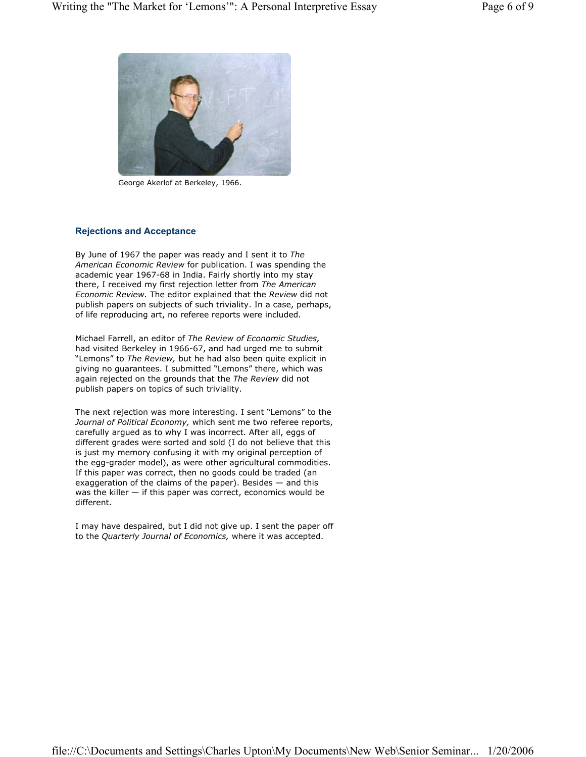George Akerlof at Berkeley, 1966.

### Rejections and Acceptance

By June of 1967 the paper was ready and I sent it to *The American Economic Review* for publication. I was spending the academic year 1967-68 in India. Fairly shortly into my stay there, I received my first rejection letter from *The American Economic Review.* The editor explained that the *Review* did not publish papers on subjects of such triviality. In a case, perhaps, of life reproducing art, no referee reports were included.

Michael Farrell, an editor of *The Review of Economic Studies,* had visited Berkeley in 1966-67, and had urged me to submit "Lemons" to *The Review,* but he had also been quite explicit in giving no guarantees. I submitted "Lemons" there, which was again rejected on the grounds that the *The Review* did not publish papers on topics of such triviality.

The next rejection was more interesting. I sent "Lemons" to the *Journal of Political Economy,* which sent me two referee reports, carefully argued as to why I was incorrect. After all, eggs of different grades were sorted and sold (I do not believe that this is just my memory confusing it with my original perception of the egg-grader model), as were other agricultural commodities. If this paper was correct, then no goods could be traded (an exaggeration of the claims of the paper). Besides — and this was the killer — if this paper was correct, economics would be different.

I may have despaired, but I did not give up. I sent the paper off to the *Quarterly Journal of Economics,* where it was accepted.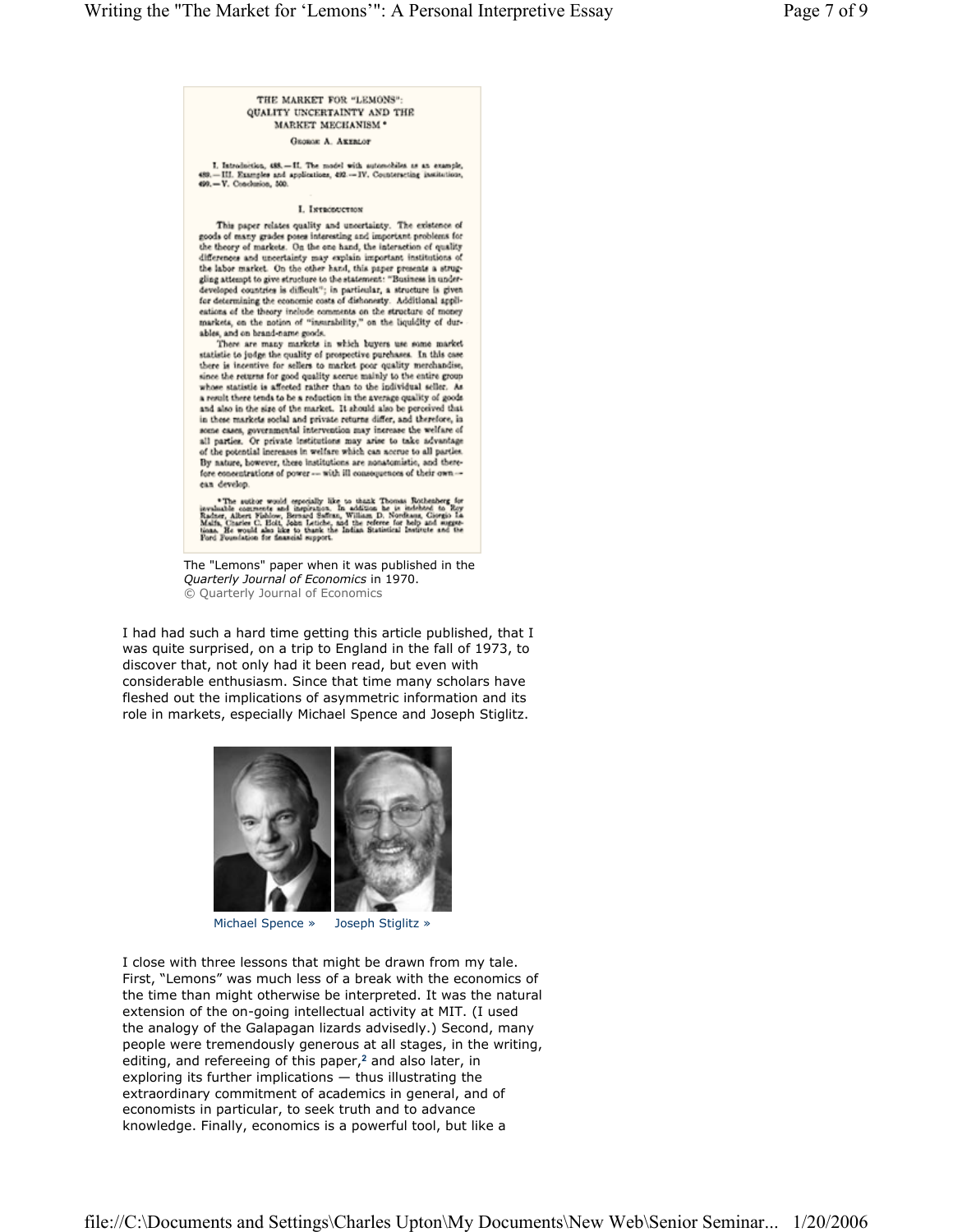THE MARKET FOR "LEMONS": QUALITY UNCERTAINTY AND THE MARKET MECHANISM *

GEORGE A. AKERLOF

I. Introduction, 488. — II. The model with automobiles as an example, 489. — III. Examples and applications, 492. — IV. Counteracting institutions, 499. — V. Conclusion, 500.

I. INTRODUCTION

This paper relates quality and uncertainty. The existence of goods of many grades poses interesting and important problems for the theory of markets. On the one hand, the interaction of quality differences and uncertainty may explain important institutions of the labor market. On the other hand, this paper presents a struggling attempt to give structure to the statement: "Business in underdeveloped countries is difficult"; in particular, a structure is given for determining the economic costs of dishonesty. Additional applications of the theory include comments on the structure of money markets, on the notion of "insurability," on the liquidity of durables, and on brand-name goods.

There are many markets in which buyers use some market statistic to judge the quality of prospective purchases. In this case there is incentive for sellers to market poor quality merchandise, since the returns for good quality accrue mainly to the entire group whose statistic is affected rather than to the individual seller. As a result there tends to be a reduction in the average quality of goods and also in the size of the market. It should also be perceived that in these markets social and private returns differ, and therefore, in some cases, governmental intervention may increase the welfare of all parties. Or private institutions may arise to take advantage of the potential increases in welfare which can accrue to all parties. By nature, however, these institutions are nonatomistic, and therefore concentrations of power — with ill consequences of their own — can develop.

*The author would especially like to thank Thomas Rothenberg for invaluable comments and inspiration. In addition he is indebted to Roy Radner, Albert Fishlow, Bernard Saffran, William D. Nordhaus, Giorgio La Malfa, Charles C. Holt, John Letiche, and the referee for help and suggestions. He would also like to thank the Indian Statistical Institute and the Ford Foundation for financial support.

The "Lemons" paper when it was published in the *Quarterly Journal of Economics* in 1970.
© Quarterly Journal of Economics

I had had such a hard time getting this article published, that I was quite surprised, on a trip to England in the fall of 1973, to discover that, not only had it been read, but even with considerable enthusiasm. Since that time many scholars have fleshed out the implications of asymmetric information and its role in markets, especially Michael Spence and Joseph Stiglitz.

Michael Spence » Joseph Stiglitz »

I close with three lessons that might be drawn from my tale. First, "Lemons" was much less of a break with the economics of the time than might otherwise be interpreted. It was the natural extension of the on-going intellectual activity at MIT. (I used the analogy of the Galapagan lizards advisedly.) Second, many people were tremendously generous at all stages, in the writing, editing, and refereeing of this paper,[2] and also later, in exploring its further implications — thus illustrating the extraordinary commitment of academics in general, and of economists in particular, to seek truth and to advance knowledge. Finally, economics is a powerful tool, but like a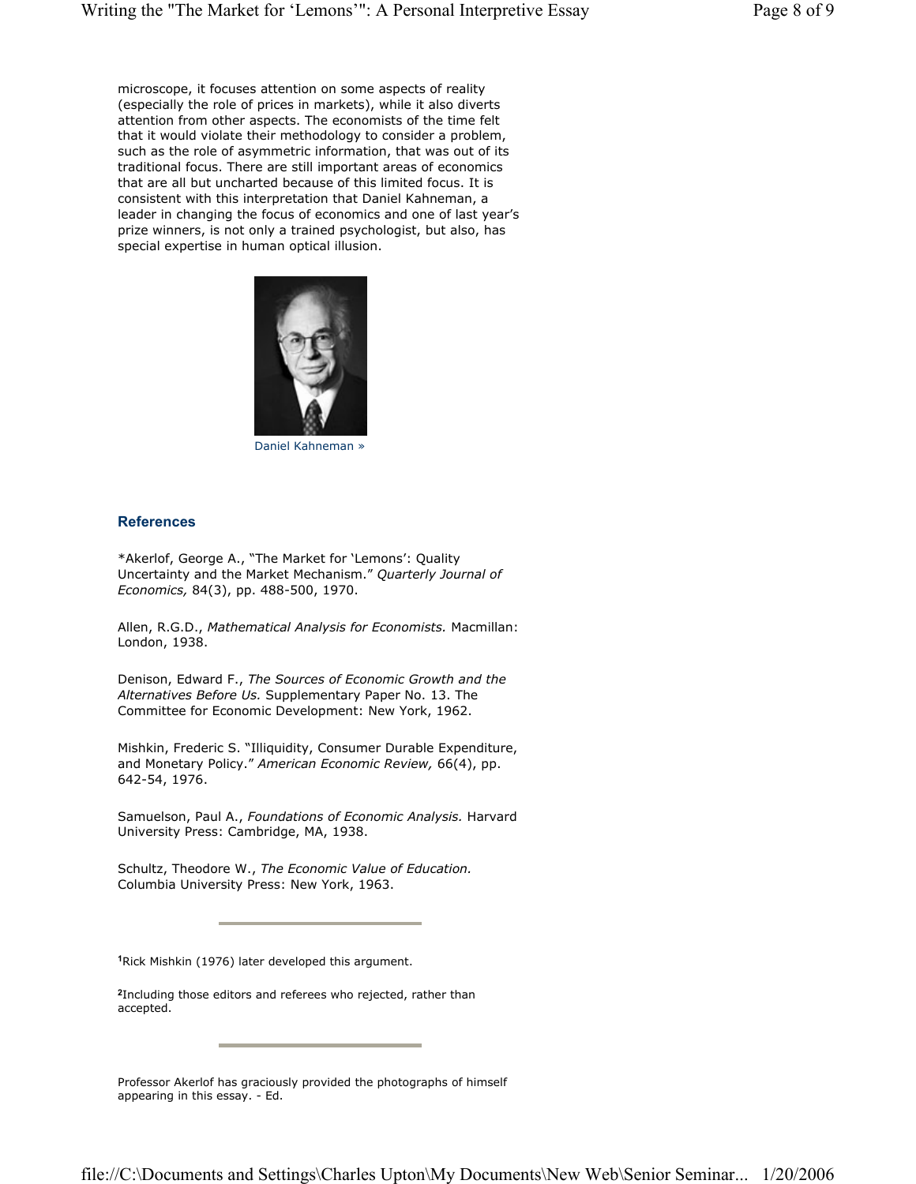microscope, it focuses attention on some aspects of reality (especially the role of prices in markets), while it also diverts attention from other aspects. The economists of the time felt that it would violate their methodology to consider a problem, such as the role of asymmetric information, that was out of its traditional focus. There are still important areas of economics that are all but uncharted because of this limited focus. It is consistent with this interpretation that Daniel Kahneman, a leader in changing the focus of economics and one of last year's prize winners, is not only a trained psychologist, but also, has special expertise in human optical illusion.

Daniel Kahneman »

## References

*Akerlof, George A., "The Market for 'Lemons': Quality Uncertainty and the Market Mechanism." *Quarterly Journal of Economics,* 84(3), pp. 488-500, 1970.

Allen, R.G.D., *Mathematical Analysis for Economists.* Macmillan: London, 1938.

Denison, Edward F., *The Sources of Economic Growth and the Alternatives Before Us.* Supplementary Paper No. 13. The Committee for Economic Development: New York, 1962.

Mishkin, Frederic S. "Illiquidity, Consumer Durable Expenditure, and Monetary Policy." *American Economic Review,* 66(4), pp. 642-54, 1976.

Samuelson, Paul A., *Foundations of Economic Analysis.* Harvard University Press: Cambridge, MA, 1938.

Schultz, Theodore W., *The Economic Value of Education.* Columbia University Press: New York, 1963.

---

[1] Rick Mishkin (1976) later developed this argument.

[2] Including those editors and referees who rejected, rather than accepted.

---

Professor Akerlof has graciously provided the photographs of himself appearing in this essay. - Ed.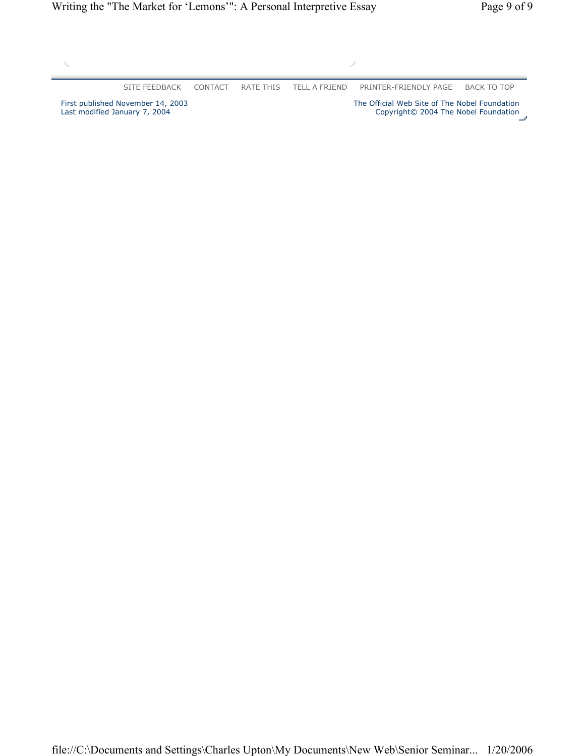SITE FEEDBACK CONTACT RATE THIS TELL A FRIEND PRINTER-FRIENDLY PAGE BACK TO TOP

First published November 14, 2003
Last modified January 7, 2004

The Official Web Site of The Nobel Foundation
Copyright© 2004 The Nobel Foundation